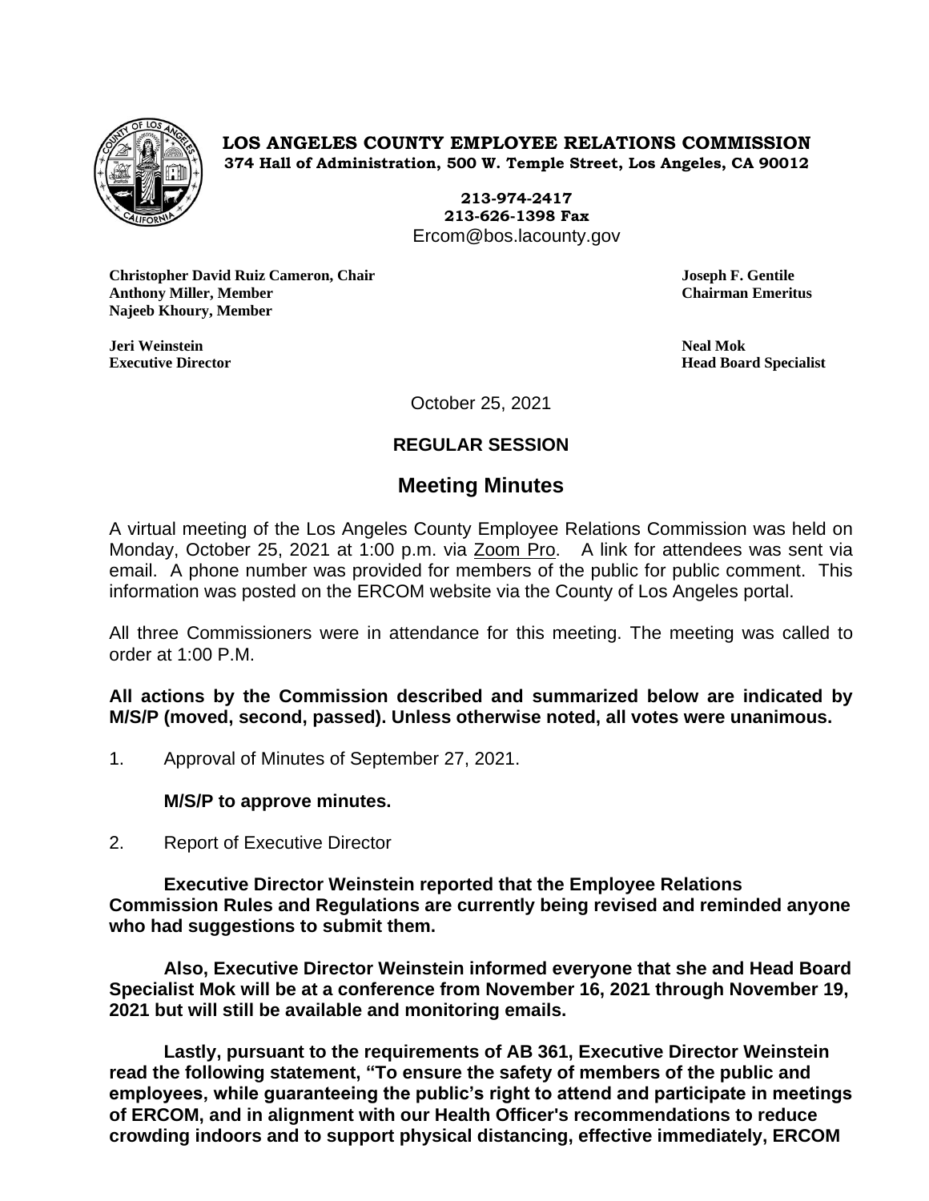**LOS ANGELES COUNTY EMPLOYEE RELATIONS COMMISSION**
**374 Hall of Administration, 500 W. Temple Street, Los Angeles, CA 90012**

**213-974-2417**
**213-626-1398 Fax**
Ercom@bos.lacounty.gov

**Christopher David Ruiz Cameron, Chair**
**Anthony Miller, Member**
**Najeeb Khoury, Member**

**Joseph F. Gentile**
**Chairman Emeritus**

**Jeri Weinstein**
**Executive Director**

**Neal Mok**
**Head Board Specialist**

October 25, 2021

**REGULAR SESSION**

## Meeting Minutes

A virtual meeting of the Los Angeles County Employee Relations Commission was held on Monday, October 25, 2021 at 1:00 p.m. via Zoom Pro. A link for attendees was sent via email. A phone number was provided for members of the public for public comment. This information was posted on the ERCOM website via the County of Los Angeles portal.

All three Commissioners were in attendance for this meeting. The meeting was called to order at 1:00 P.M.

**All actions by the Commission described and summarized below are indicated by M/S/P (moved, second, passed). Unless otherwise noted, all votes were unanimous.**

1. Approval of Minutes of September 27, 2021.

   **M/S/P to approve minutes.**

2. Report of Executive Director

   **Executive Director Weinstein reported that the Employee Relations Commission Rules and Regulations are currently being revised and reminded anyone who had suggestions to submit them.**

   **Also, Executive Director Weinstein informed everyone that she and Head Board Specialist Mok will be at a conference from November 16, 2021 through November 19, 2021 but will still be available and monitoring emails.**

   **Lastly, pursuant to the requirements of AB 361, Executive Director Weinstein read the following statement, "To ensure the safety of members of the public and employees, while guaranteeing the public's right to attend and participate in meetings of ERCOM, and in alignment with our Health Officer's recommendations to reduce crowding indoors and to support physical distancing, effective immediately, ERCOM**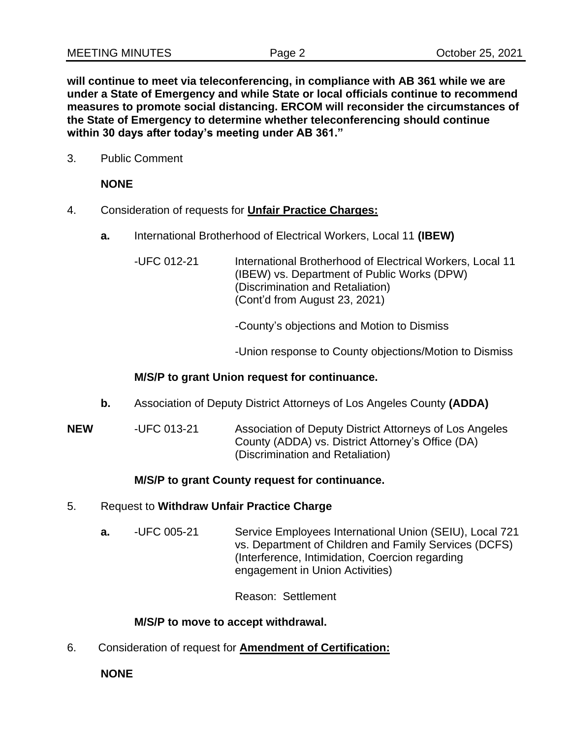**will continue to meet via teleconferencing, in compliance with AB 361 while we are under a State of Emergency and while State or local officials continue to recommend measures to promote social distancing. ERCOM will reconsider the circumstances of the State of Emergency to determine whether teleconferencing should continue within 30 days after today's meeting under AB 361."**

3. Public Comment

   **NONE**

4. Consideration of requests for **Unfair Practice Charges:**

   **a.** International Brotherhood of Electrical Workers, Local 11 **(IBEW)**

   -UFC 012-21 International Brotherhood of Electrical Workers, Local 11 (IBEW) vs. Department of Public Works (DPW) (Discrimination and Retaliation) (Cont'd from August 23, 2021)

   -County's objections and Motion to Dismiss

   -Union response to County objections/Motion to Dismiss

   **M/S/P to grant Union request for continuance.**

   **b.** Association of Deputy District Attorneys of Los Angeles County **(ADDA)**

   **NEW** -UFC 013-21 Association of Deputy District Attorneys of Los Angeles County (ADDA) vs. District Attorney's Office (DA) (Discrimination and Retaliation)

   **M/S/P to grant County request for continuance.**

5. Request to **Withdraw Unfair Practice Charge**

   **a.** -UFC 005-21 Service Employees International Union (SEIU), Local 721 vs. Department of Children and Family Services (DCFS) (Interference, Intimidation, Coercion regarding engagement in Union Activities)

   Reason: Settlement

   **M/S/P to move to accept withdrawal.**

6. Consideration of request for **Amendment of Certification:**

   **NONE**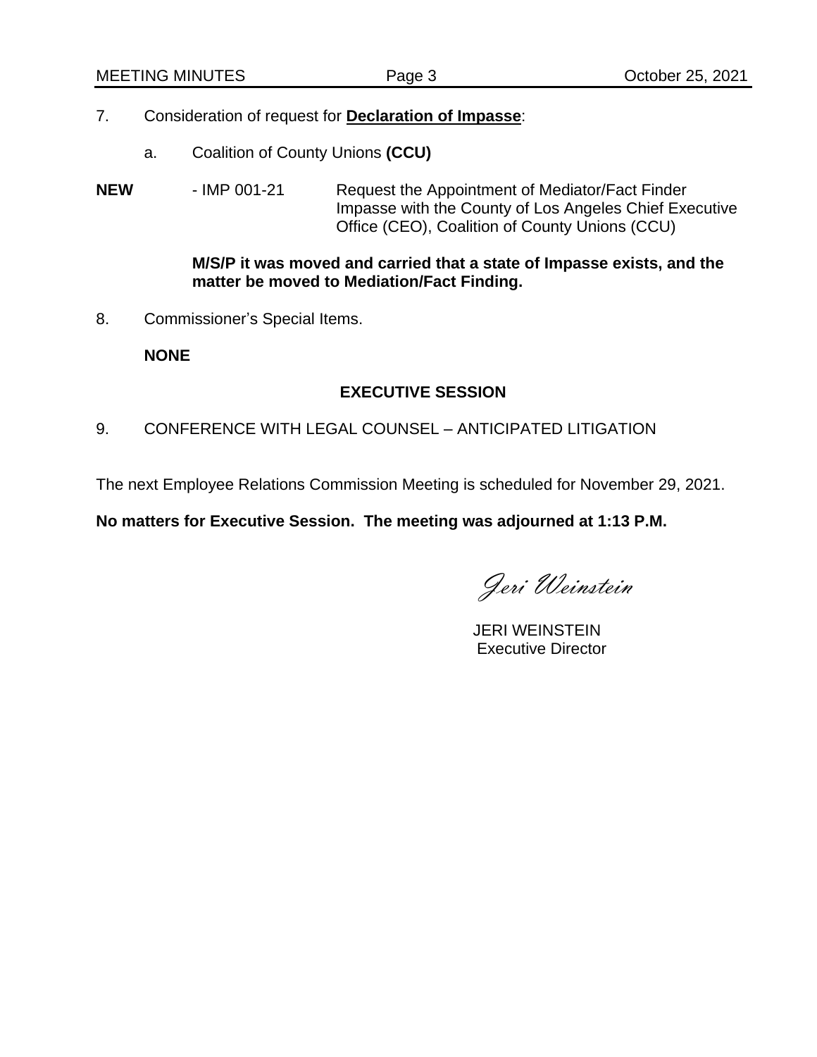7. Consideration of request for **Declaration of Impasse**:

   a. Coalition of County Unions **(CCU)**

**NEW** - IMP 001-21 Request the Appointment of Mediator/Fact Finder Impasse with the County of Los Angeles Chief Executive Office (CEO), Coalition of County Unions (CCU)

**M/S/P it was moved and carried that a state of Impasse exists, and the matter be moved to Mediation/Fact Finding.**

8. Commissioner's Special Items.

   **NONE**

## EXECUTIVE SESSION

9. CONFERENCE WITH LEGAL COUNSEL – ANTICIPATED LITIGATION

The next Employee Relations Commission Meeting is scheduled for November 29, 2021.

**No matters for Executive Session. The meeting was adjourned at 1:13 P.M.**

*Jeri Weinstein*

JERI WEINSTEIN
Executive Director